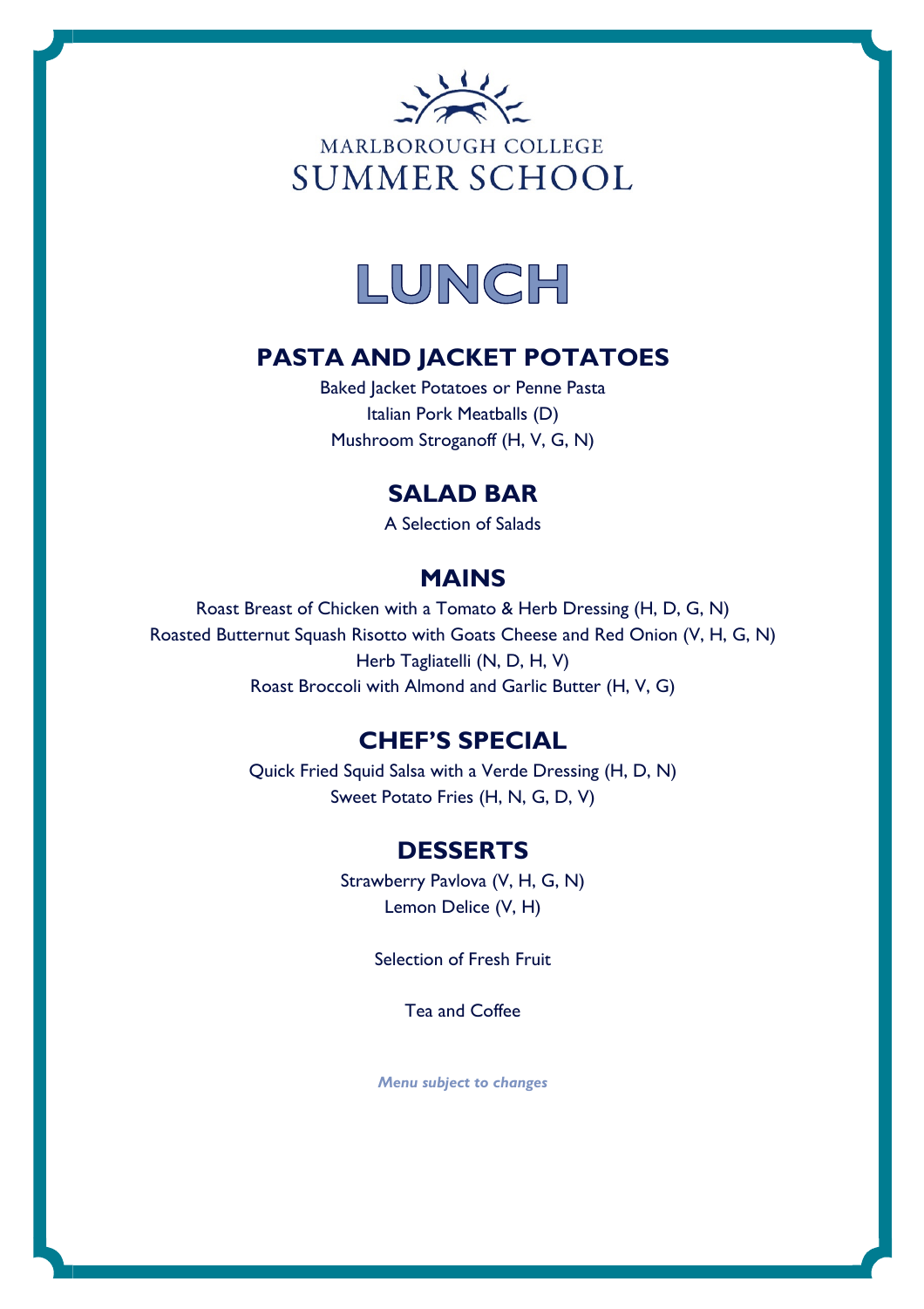MARLBOROUGH COLLEGE
SUMMER SCHOOL

# LUNCH

## PASTA AND JACKET POTATOES

Baked Jacket Potatoes or Penne Pasta
Italian Pork Meatballs (D)
Mushroom Stroganoff (H, V, G, N)

## SALAD BAR

A Selection of Salads

## MAINS

Roast Breast of Chicken with a Tomato & Herb Dressing (H, D, G, N)
Roasted Butternut Squash Risotto with Goats Cheese and Red Onion (V, H, G, N)
Herb Tagliatelli (N, D, H, V)
Roast Broccoli with Almond and Garlic Butter (H, V, G)

## CHEF'S SPECIAL

Quick Fried Squid Salsa with a Verde Dressing (H, D, N)
Sweet Potato Fries (H, N, G, D, V)

## DESSERTS

Strawberry Pavlova (V, H, G, N)
Lemon Delice (V, H)

Selection of Fresh Fruit

Tea and Coffee

***Menu subject to changes***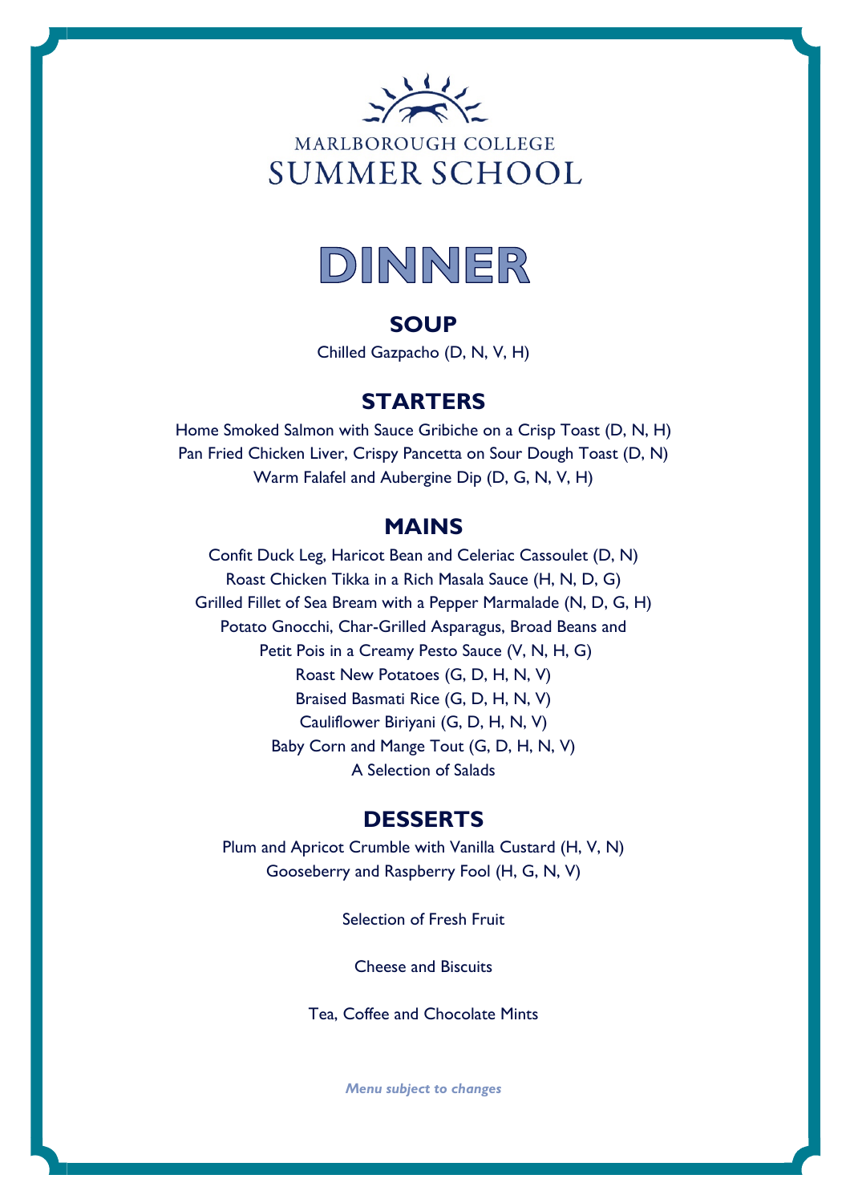MARLBOROUGH COLLEGE
SUMMER SCHOOL

# DINNER

## SOUP

Chilled Gazpacho (D, N, V, H)

## STARTERS

Home Smoked Salmon with Sauce Gribiche on a Crisp Toast (D, N, H)
Pan Fried Chicken Liver, Crispy Pancetta on Sour Dough Toast (D, N)
Warm Falafel and Aubergine Dip (D, G, N, V, H)

## MAINS

Confit Duck Leg, Haricot Bean and Celeriac Cassoulet (D, N)
Roast Chicken Tikka in a Rich Masala Sauce (H, N, D, G)
Grilled Fillet of Sea Bream with a Pepper Marmalade (N, D, G, H)
Potato Gnocchi, Char-Grilled Asparagus, Broad Beans and Petit Pois in a Creamy Pesto Sauce (V, N, H, G)
Roast New Potatoes (G, D, H, N, V)
Braised Basmati Rice (G, D, H, N, V)
Cauliflower Biriyani (G, D, H, N, V)
Baby Corn and Mange Tout (G, D, H, N, V)
A Selection of Salads

## DESSERTS

Plum and Apricot Crumble with Vanilla Custard (H, V, N)
Gooseberry and Raspberry Fool (H, G, N, V)

Selection of Fresh Fruit

Cheese and Biscuits

Tea, Coffee and Chocolate Mints

***Menu subject to changes***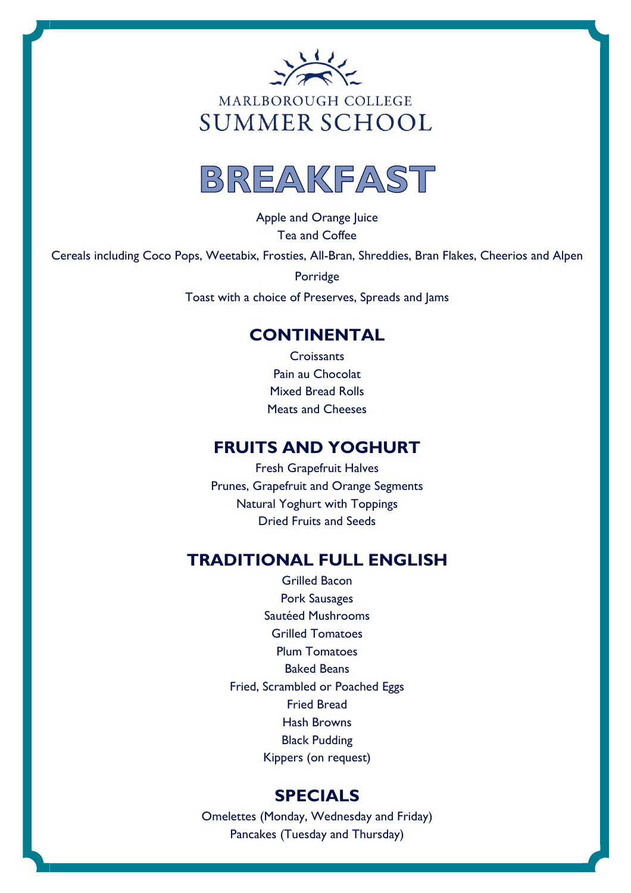MARLBOROUGH COLLEGE

SUMMER SCHOOL

# BREAKFAST

Apple and Orange Juice

Tea and Coffee

Cereals including Coco Pops, Weetabix, Frosties, All-Bran, Shreddies, Bran Flakes, Cheerios and Alpen

Porridge

Toast with a choice of Preserves, Spreads and Jams

## CONTINENTAL

Croissants

Pain au Chocolat

Mixed Bread Rolls

Meats and Cheeses

## FRUITS AND YOGHURT

Fresh Grapefruit Halves

Prunes, Grapefruit and Orange Segments

Natural Yoghurt with Toppings

Dried Fruits and Seeds

## TRADITIONAL FULL ENGLISH

Grilled Bacon

Pork Sausages

Sautéed Mushrooms

Grilled Tomatoes

Plum Tomatoes

Baked Beans

Fried, Scrambled or Poached Eggs

Fried Bread

Hash Browns

Black Pudding

Kippers (on request)

## SPECIALS

Omelettes (Monday, Wednesday and Friday)

Pancakes (Tuesday and Thursday)